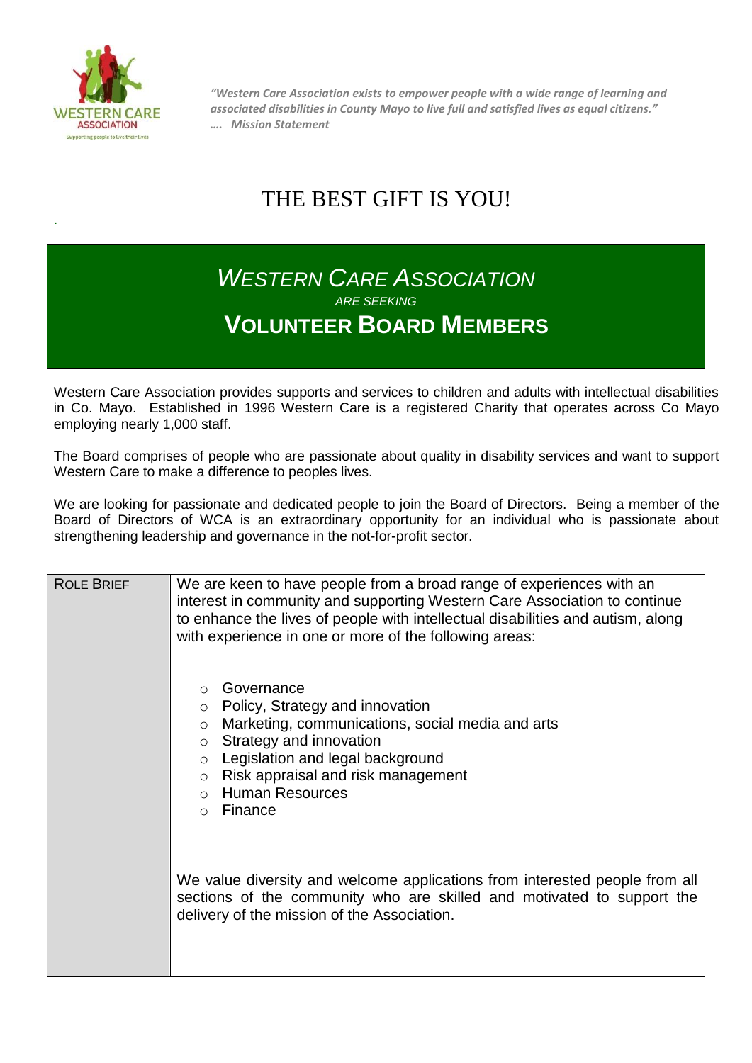*"Western Care Association exists to empower people with a wide range of learning and associated disabilities in County Mayo to live full and satisfied lives as equal citizens."*
*…. Mission Statement*

# THE BEST GIFT IS YOU!

## *WESTERN CARE ASSOCIATION*

*ARE SEEKING*

## VOLUNTEER BOARD MEMBERS

Western Care Association provides supports and services to children and adults with intellectual disabilities in Co. Mayo. Established in 1996 Western Care is a registered Charity that operates across Co Mayo employing nearly 1,000 staff.

The Board comprises of people who are passionate about quality in disability services and want to support Western Care to make a difference to peoples lives.

We are looking for passionate and dedicated people to join the Board of Directors. Being a member of the Board of Directors of WCA is an extraordinary opportunity for an individual who is passionate about strengthening leadership and governance in the not-for-profit sector.

| ROLE BRIEF | We are keen to have people from a broad range of experiences with an interest in community and supporting Western Care Association to continue to enhance the lives of people with intellectual disabilities and autism, along with experience in one or more of the following areas:<br><br>○ Governance<br>○ Policy, Strategy and innovation<br>○ Marketing, communications, social media and arts<br>○ Strategy and innovation<br>○ Legislation and legal background<br>○ Risk appraisal and risk management<br>○ Human Resources<br>○ Finance<br><br>We value diversity and welcome applications from interested people from all sections of the community who are skilled and motivated to support the delivery of the mission of the Association. |
|---|---|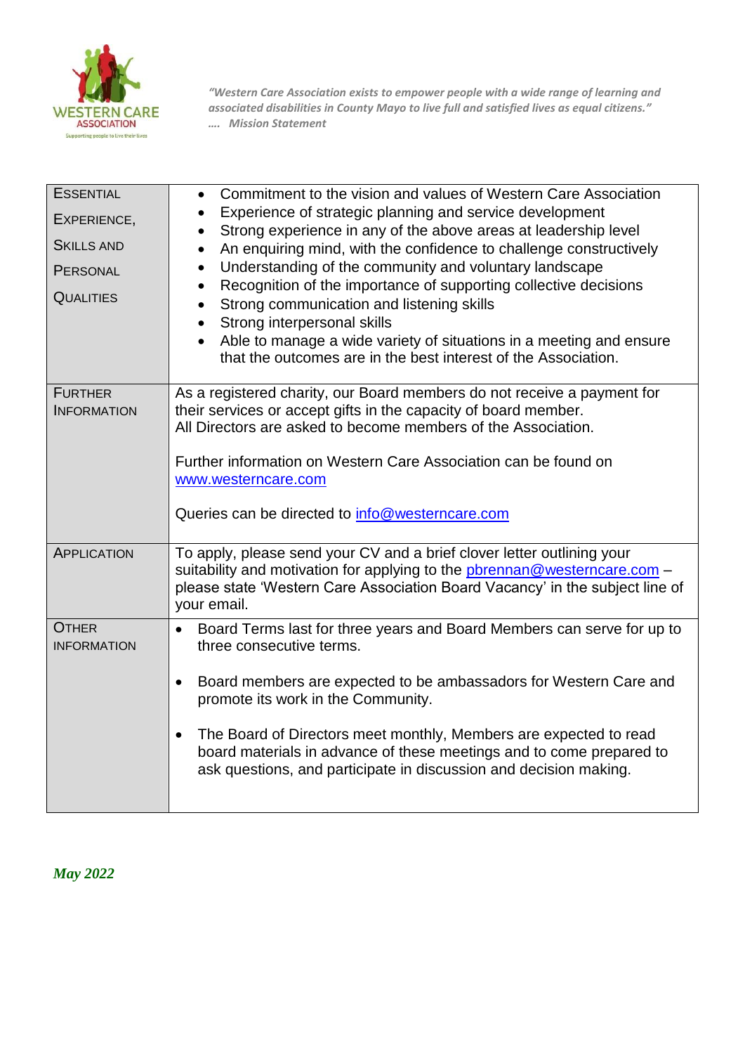*"Western Care Association exists to empower people with a wide range of learning and associated disabilities in County Mayo to live full and satisfied lives as equal citizens." …. Mission Statement*

| | |
|---|---|
| ESSENTIAL EXPERIENCE, SKILLS AND PERSONAL QUALITIES | • Commitment to the vision and values of Western Care Association<br>• Experience of strategic planning and service development<br>• Strong experience in any of the above areas at leadership level<br>• An enquiring mind, with the confidence to challenge constructively<br>• Understanding of the community and voluntary landscape<br>• Recognition of the importance of supporting collective decisions<br>• Strong communication and listening skills<br>• Strong interpersonal skills<br>• Able to manage a wide variety of situations in a meeting and ensure that the outcomes are in the best interest of the Association. |
| FURTHER INFORMATION | As a registered charity, our Board members do not receive a payment for their services or accept gifts in the capacity of board member.<br>All Directors are asked to become members of the Association.<br><br>Further information on Western Care Association can be found on www.westerncare.com<br><br>Queries can be directed to info@westerncare.com |
| APPLICATION | To apply, please send your CV and a brief clover letter outlining your suitability and motivation for applying to the pbrennan@westerncare.com – please state 'Western Care Association Board Vacancy' in the subject line of your email. |
| OTHER INFORMATION | • Board Terms last for three years and Board Members can serve for up to three consecutive terms.<br><br>• Board members are expected to be ambassadors for Western Care and promote its work in the Community.<br><br>• The Board of Directors meet monthly, Members are expected to read board materials in advance of these meetings and to come prepared to ask questions, and participate in discussion and decision making. |

***May 2022***